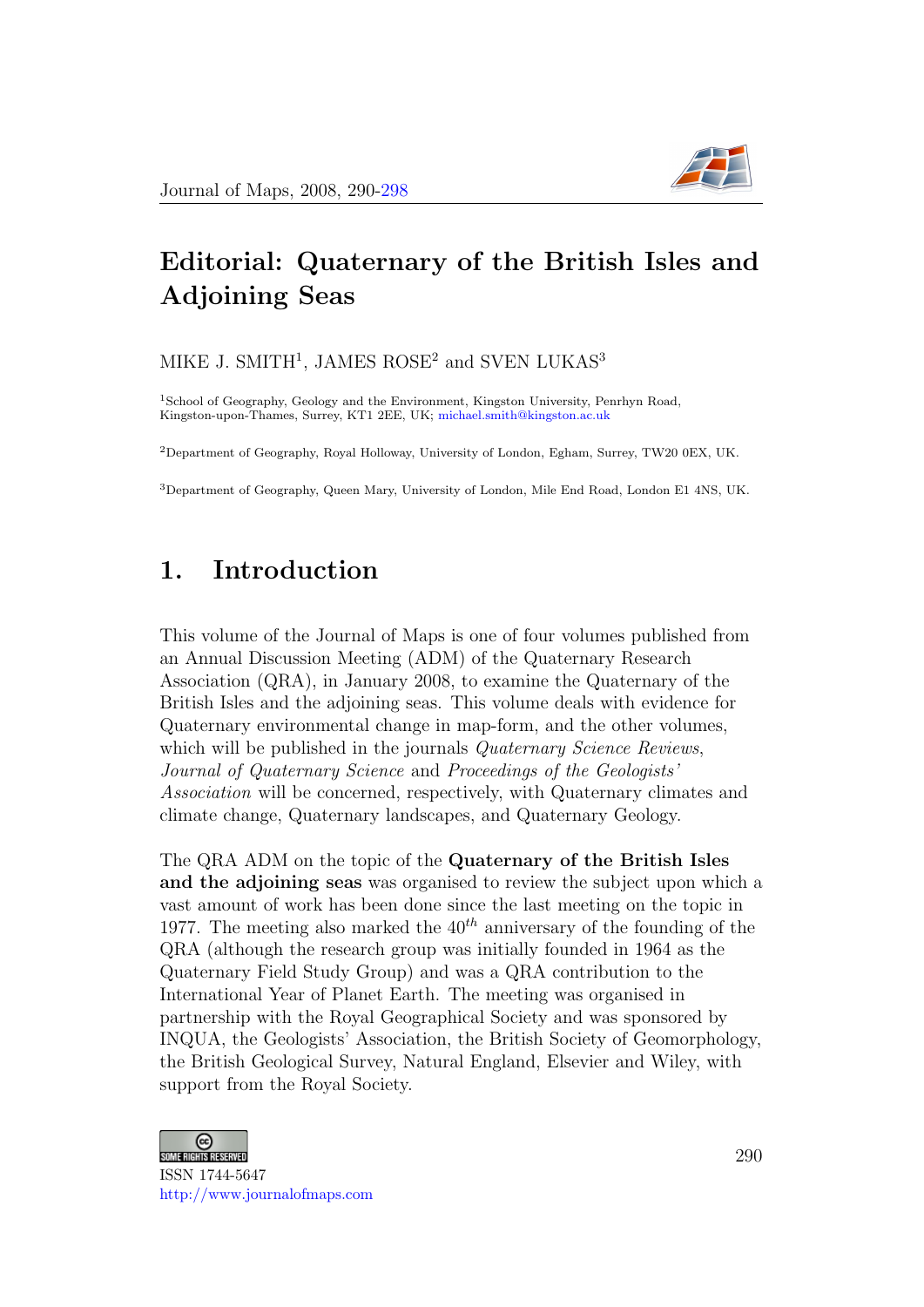# Editorial: Quaternary of the British Isles and Adjoining Seas

MIKE J. SMITH[1], JAMES ROSE[2] and SVEN LUKAS[3]

[1]School of Geography, Geology and the Environment, Kingston University, Penrhyn Road, Kingston-upon-Thames, Surrey, KT1 2EE, UK; michael.smith@kingston.ac.uk

[2]Department of Geography, Royal Holloway, University of London, Egham, Surrey, TW20 0EX, UK.

[3]Department of Geography, Queen Mary, University of London, Mile End Road, London E1 4NS, UK.

## 1. Introduction

This volume of the Journal of Maps is one of four volumes published from an Annual Discussion Meeting (ADM) of the Quaternary Research Association (QRA), in January 2008, to examine the Quaternary of the British Isles and the adjoining seas. This volume deals with evidence for Quaternary environmental change in map-form, and the other volumes, which will be published in the journals *Quaternary Science Reviews*, *Journal of Quaternary Science* and *Proceedings of the Geologists' Association* will be concerned, respectively, with Quaternary climates and climate change, Quaternary landscapes, and Quaternary Geology.

The QRA ADM on the topic of the **Quaternary of the British Isles and the adjoining seas** was organised to review the subject upon which a vast amount of work has been done since the last meeting on the topic in 1977. The meeting also marked the 40$^{th}$ anniversary of the founding of the QRA (although the research group was initially founded in 1964 as the Quaternary Field Study Group) and was a QRA contribution to the International Year of Planet Earth. The meeting was organised in partnership with the Royal Geographical Society and was sponsored by INQUA, the Geologists' Association, the British Society of Geomorphology, the British Geological Survey, Natural England, Elsevier and Wiley, with support from the Royal Society.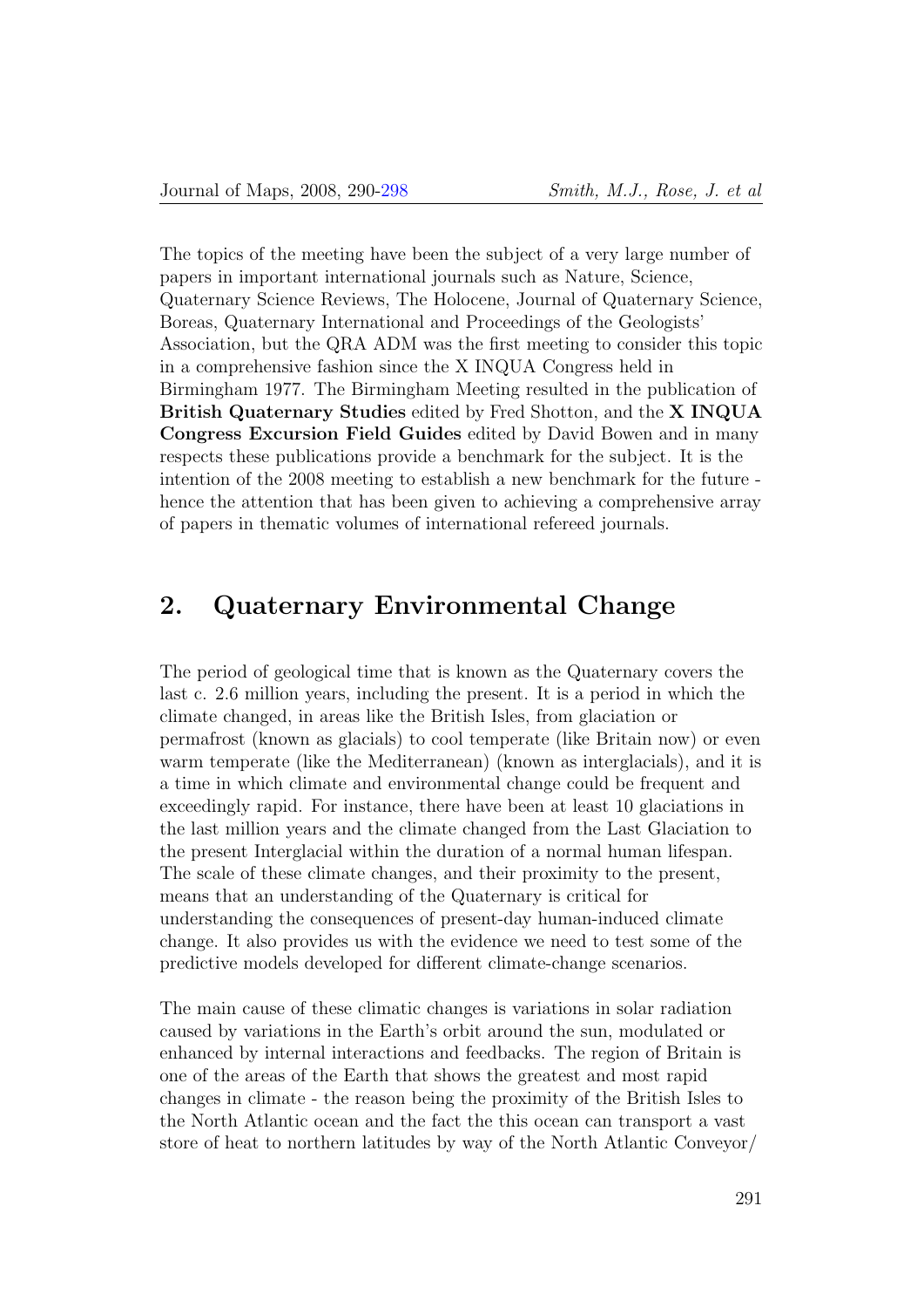The topics of the meeting have been the subject of a very large number of papers in important international journals such as Nature, Science, Quaternary Science Reviews, The Holocene, Journal of Quaternary Science, Boreas, Quaternary International and Proceedings of the Geologists' Association, but the QRA ADM was the first meeting to consider this topic in a comprehensive fashion since the X INQUA Congress held in Birmingham 1977. The Birmingham Meeting resulted in the publication of **British Quaternary Studies** edited by Fred Shotton, and the **X INQUA Congress Excursion Field Guides** edited by David Bowen and in many respects these publications provide a benchmark for the subject. It is the intention of the 2008 meeting to establish a new benchmark for the future - hence the attention that has been given to achieving a comprehensive array of papers in thematic volumes of international refereed journals.

## 2. Quaternary Environmental Change

The period of geological time that is known as the Quaternary covers the last c. 2.6 million years, including the present. It is a period in which the climate changed, in areas like the British Isles, from glaciation or permafrost (known as glacials) to cool temperate (like Britain now) or even warm temperate (like the Mediterranean) (known as interglacials), and it is a time in which climate and environmental change could be frequent and exceedingly rapid. For instance, there have been at least 10 glaciations in the last million years and the climate changed from the Last Glaciation to the present Interglacial within the duration of a normal human lifespan. The scale of these climate changes, and their proximity to the present, means that an understanding of the Quaternary is critical for understanding the consequences of present-day human-induced climate change. It also provides us with the evidence we need to test some of the predictive models developed for different climate-change scenarios.

The main cause of these climatic changes is variations in solar radiation caused by variations in the Earth's orbit around the sun, modulated or enhanced by internal interactions and feedbacks. The region of Britain is one of the areas of the Earth that shows the greatest and most rapid changes in climate - the reason being the proximity of the British Isles to the North Atlantic ocean and the fact the this ocean can transport a vast store of heat to northern latitudes by way of the North Atlantic Conveyor/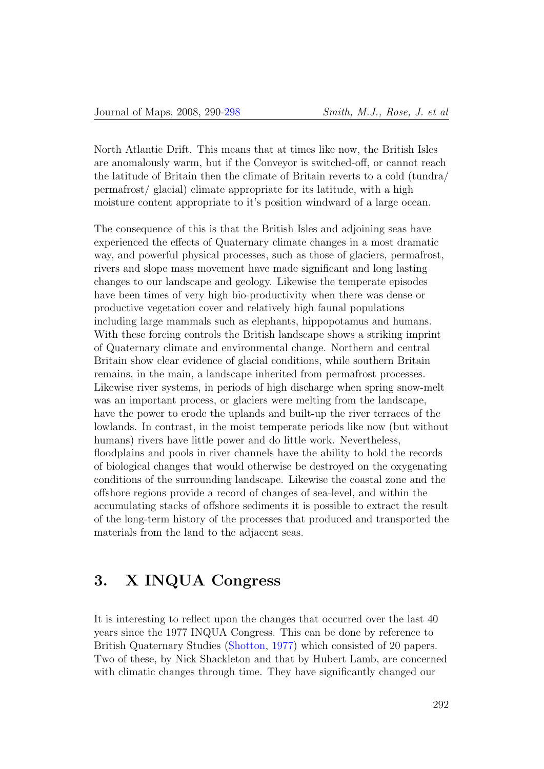North Atlantic Drift. This means that at times like now, the British Isles are anomalously warm, but if the Conveyor is switched-off, or cannot reach the latitude of Britain then the climate of Britain reverts to a cold (tundra/ permafrost/ glacial) climate appropriate for its latitude, with a high moisture content appropriate to it's position windward of a large ocean.

The consequence of this is that the British Isles and adjoining seas have experienced the effects of Quaternary climate changes in a most dramatic way, and powerful physical processes, such as those of glaciers, permafrost, rivers and slope mass movement have made significant and long lasting changes to our landscape and geology. Likewise the temperate episodes have been times of very high bio-productivity when there was dense or productive vegetation cover and relatively high faunal populations including large mammals such as elephants, hippopotamus and humans. With these forcing controls the British landscape shows a striking imprint of Quaternary climate and environmental change. Northern and central Britain show clear evidence of glacial conditions, while southern Britain remains, in the main, a landscape inherited from permafrost processes. Likewise river systems, in periods of high discharge when spring snow-melt was an important process, or glaciers were melting from the landscape, have the power to erode the uplands and built-up the river terraces of the lowlands. In contrast, in the moist temperate periods like now (but without humans) rivers have little power and do little work. Nevertheless, floodplains and pools in river channels have the ability to hold the records of biological changes that would otherwise be destroyed on the oxygenating conditions of the surrounding landscape. Likewise the coastal zone and the offshore regions provide a record of changes of sea-level, and within the accumulating stacks of offshore sediments it is possible to extract the result of the long-term history of the processes that produced and transported the materials from the land to the adjacent seas.

## 3. X INQUA Congress

It is interesting to reflect upon the changes that occurred over the last 40 years since the 1977 INQUA Congress. This can be done by reference to British Quaternary Studies (Shotton, 1977) which consisted of 20 papers. Two of these, by Nick Shackleton and that by Hubert Lamb, are concerned with climatic changes through time. They have significantly changed our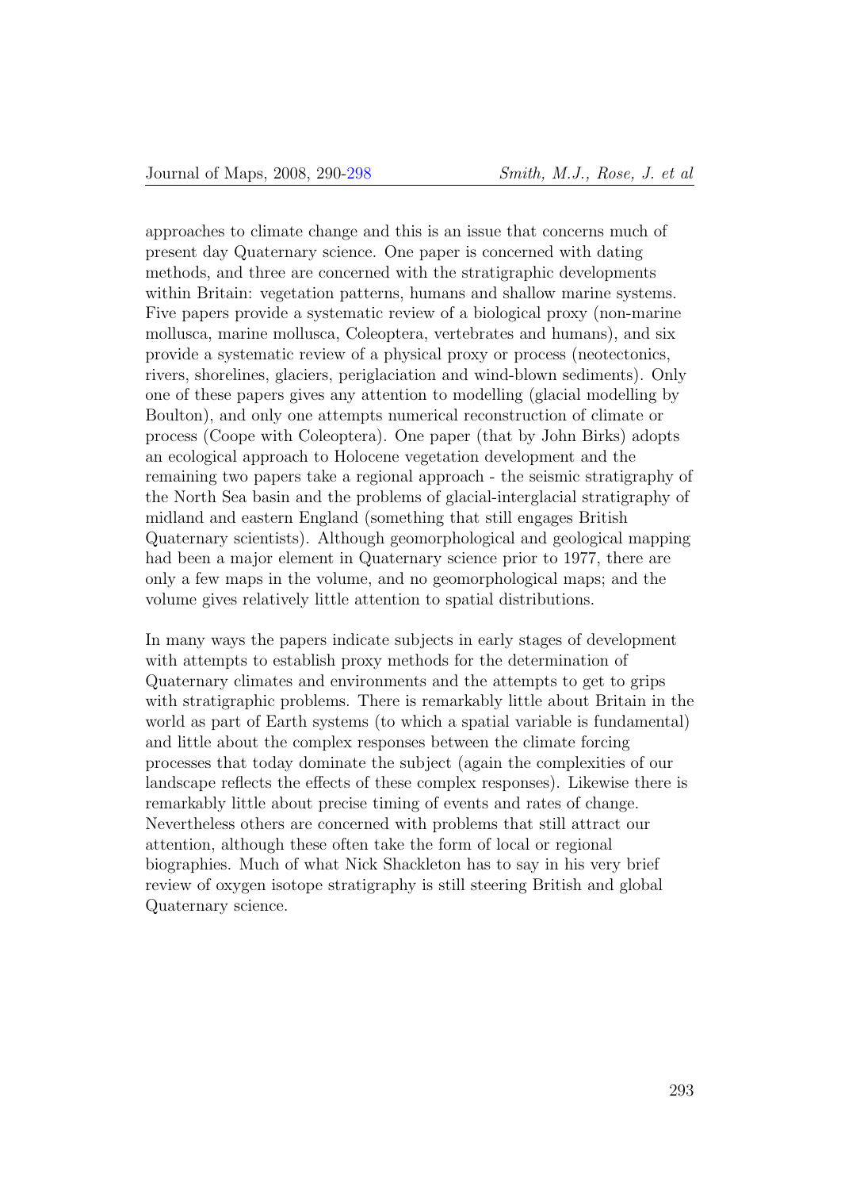approaches to climate change and this is an issue that concerns much of present day Quaternary science. One paper is concerned with dating methods, and three are concerned with the stratigraphic developments within Britain: vegetation patterns, humans and shallow marine systems. Five papers provide a systematic review of a biological proxy (non-marine mollusca, marine mollusca, Coleoptera, vertebrates and humans), and six provide a systematic review of a physical proxy or process (neotectonics, rivers, shorelines, glaciers, periglaciation and wind-blown sediments). Only one of these papers gives any attention to modelling (glacial modelling by Boulton), and only one attempts numerical reconstruction of climate or process (Coope with Coleoptera). One paper (that by John Birks) adopts an ecological approach to Holocene vegetation development and the remaining two papers take a regional approach - the seismic stratigraphy of the North Sea basin and the problems of glacial-interglacial stratigraphy of midland and eastern England (something that still engages British Quaternary scientists). Although geomorphological and geological mapping had been a major element in Quaternary science prior to 1977, there are only a few maps in the volume, and no geomorphological maps; and the volume gives relatively little attention to spatial distributions.

In many ways the papers indicate subjects in early stages of development with attempts to establish proxy methods for the determination of Quaternary climates and environments and the attempts to get to grips with stratigraphic problems. There is remarkably little about Britain in the world as part of Earth systems (to which a spatial variable is fundamental) and little about the complex responses between the climate forcing processes that today dominate the subject (again the complexities of our landscape reflects the effects of these complex responses). Likewise there is remarkably little about precise timing of events and rates of change. Nevertheless others are concerned with problems that still attract our attention, although these often take the form of local or regional biographies. Much of what Nick Shackleton has to say in his very brief review of oxygen isotope stratigraphy is still steering British and global Quaternary science.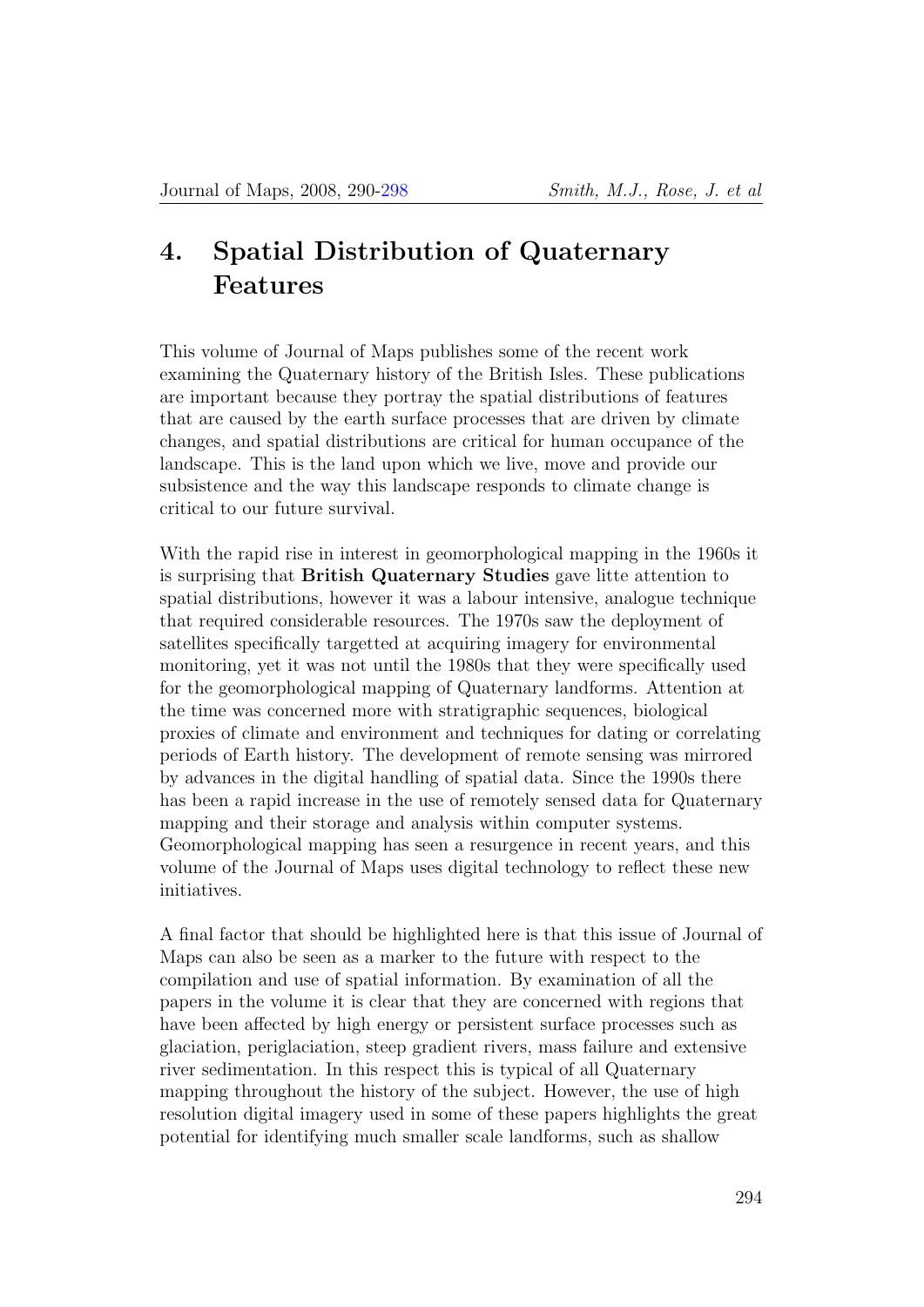# 4. Spatial Distribution of Quaternary Features

This volume of Journal of Maps publishes some of the recent work examining the Quaternary history of the British Isles. These publications are important because they portray the spatial distributions of features that are caused by the earth surface processes that are driven by climate changes, and spatial distributions are critical for human occupance of the landscape. This is the land upon which we live, move and provide our subsistence and the way this landscape responds to climate change is critical to our future survival.

With the rapid rise in interest in geomorphological mapping in the 1960s it is surprising that **British Quaternary Studies** gave litte attention to spatial distributions, however it was a labour intensive, analogue technique that required considerable resources. The 1970s saw the deployment of satellites specifically targetted at acquiring imagery for environmental monitoring, yet it was not until the 1980s that they were specifically used for the geomorphological mapping of Quaternary landforms. Attention at the time was concerned more with stratigraphic sequences, biological proxies of climate and environment and techniques for dating or correlating periods of Earth history. The development of remote sensing was mirrored by advances in the digital handling of spatial data. Since the 1990s there has been a rapid increase in the use of remotely sensed data for Quaternary mapping and their storage and analysis within computer systems. Geomorphological mapping has seen a resurgence in recent years, and this volume of the Journal of Maps uses digital technology to reflect these new initiatives.

A final factor that should be highlighted here is that this issue of Journal of Maps can also be seen as a marker to the future with respect to the compilation and use of spatial information. By examination of all the papers in the volume it is clear that they are concerned with regions that have been affected by high energy or persistent surface processes such as glaciation, periglaciation, steep gradient rivers, mass failure and extensive river sedimentation. In this respect this is typical of all Quaternary mapping throughout the history of the subject. However, the use of high resolution digital imagery used in some of these papers highlights the great potential for identifying much smaller scale landforms, such as shallow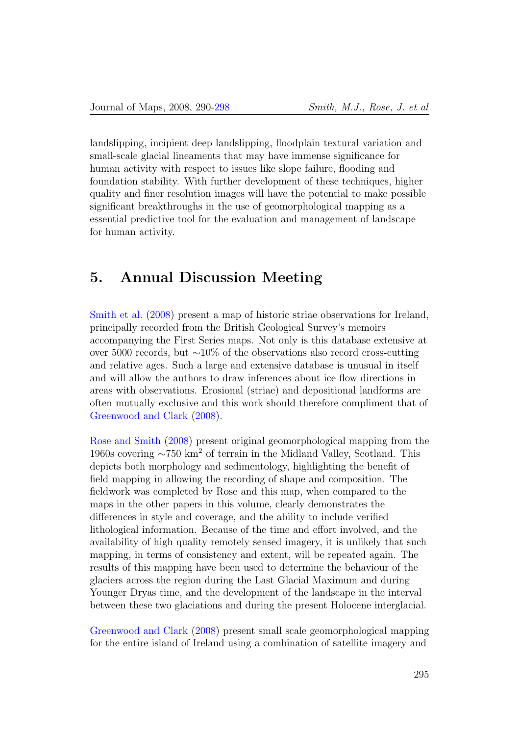landslipping, incipient deep landslipping, floodplain textural variation and small-scale glacial lineaments that may have immense significance for human activity with respect to issues like slope failure, flooding and foundation stability. With further development of these techniques, higher quality and finer resolution images will have the potential to make possible significant breakthroughs in the use of geomorphological mapping as a essential predictive tool for the evaluation and management of landscape for human activity.

## 5. Annual Discussion Meeting

Smith et al. (2008) present a map of historic striae observations for Ireland, principally recorded from the British Geological Survey's memoirs accompanying the First Series maps. Not only is this database extensive at over 5000 records, but ∼10% of the observations also record cross-cutting and relative ages. Such a large and extensive database is unusual in itself and will allow the authors to draw inferences about ice flow directions in areas with observations. Erosional (striae) and depositional landforms are often mutually exclusive and this work should therefore compliment that of Greenwood and Clark (2008).

Rose and Smith (2008) present original geomorphological mapping from the 1960s covering ∼750 km$^2$ of terrain in the Midland Valley, Scotland. This depicts both morphology and sedimentology, highlighting the benefit of field mapping in allowing the recording of shape and composition. The fieldwork was completed by Rose and this map, when compared to the maps in the other papers in this volume, clearly demonstrates the differences in style and coverage, and the ability to include verified lithological information. Because of the time and effort involved, and the availability of high quality remotely sensed imagery, it is unlikely that such mapping, in terms of consistency and extent, will be repeated again. The results of this mapping have been used to determine the behaviour of the glaciers across the region during the Last Glacial Maximum and during Younger Dryas time, and the development of the landscape in the interval between these two glaciations and during the present Holocene interglacial.

Greenwood and Clark (2008) present small scale geomorphological mapping for the entire island of Ireland using a combination of satellite imagery and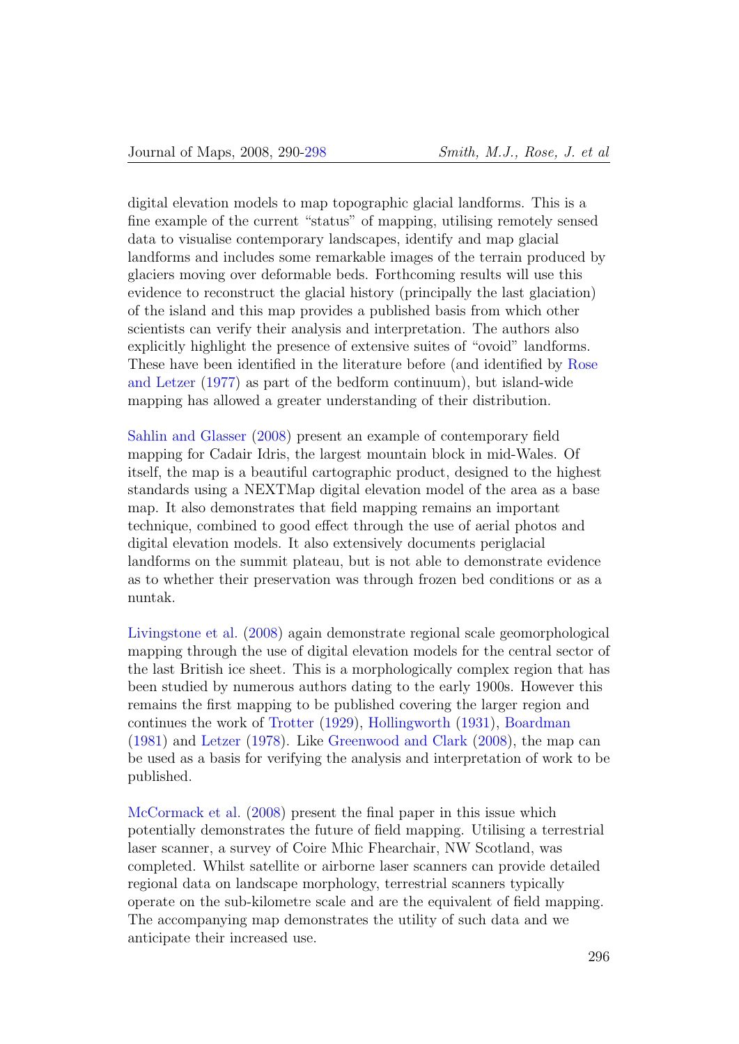digital elevation models to map topographic glacial landforms. This is a fine example of the current "status" of mapping, utilising remotely sensed data to visualise contemporary landscapes, identify and map glacial landforms and includes some remarkable images of the terrain produced by glaciers moving over deformable beds. Forthcoming results will use this evidence to reconstruct the glacial history (principally the last glaciation) of the island and this map provides a published basis from which other scientists can verify their analysis and interpretation. The authors also explicitly highlight the presence of extensive suites of "ovoid" landforms. These have been identified in the literature before (and identified by Rose and Letzer (1977) as part of the bedform continuum), but island-wide mapping has allowed a greater understanding of their distribution.

Sahlin and Glasser (2008) present an example of contemporary field mapping for Cadair Idris, the largest mountain block in mid-Wales. Of itself, the map is a beautiful cartographic product, designed to the highest standards using a NEXTMap digital elevation model of the area as a base map. It also demonstrates that field mapping remains an important technique, combined to good effect through the use of aerial photos and digital elevation models. It also extensively documents periglacial landforms on the summit plateau, but is not able to demonstrate evidence as to whether their preservation was through frozen bed conditions or as a nuntak.

Livingstone et al. (2008) again demonstrate regional scale geomorphological mapping through the use of digital elevation models for the central sector of the last British ice sheet. This is a morphologically complex region that has been studied by numerous authors dating to the early 1900s. However this remains the first mapping to be published covering the larger region and continues the work of Trotter (1929), Hollingworth (1931), Boardman (1981) and Letzer (1978). Like Greenwood and Clark (2008), the map can be used as a basis for verifying the analysis and interpretation of work to be published.

McCormack et al. (2008) present the final paper in this issue which potentially demonstrates the future of field mapping. Utilising a terrestrial laser scanner, a survey of Coire Mhic Fhearchair, NW Scotland, was completed. Whilst satellite or airborne laser scanners can provide detailed regional data on landscape morphology, terrestrial scanners typically operate on the sub-kilometre scale and are the equivalent of field mapping. The accompanying map demonstrates the utility of such data and we anticipate their increased use.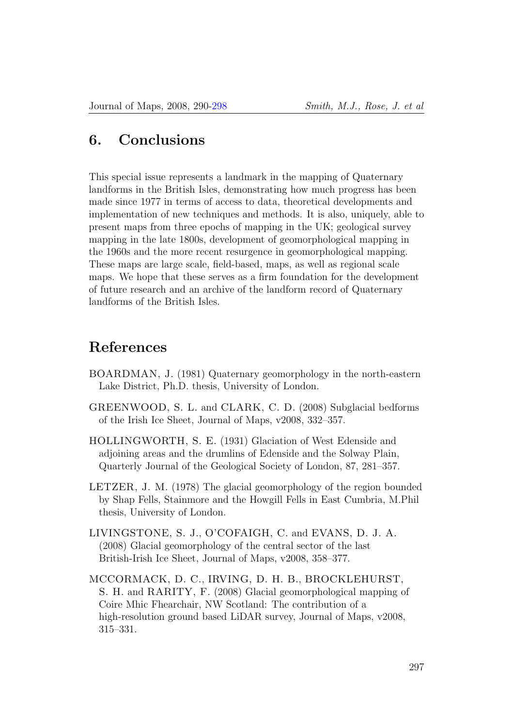## 6. Conclusions

This special issue represents a landmark in the mapping of Quaternary landforms in the British Isles, demonstrating how much progress has been made since 1977 in terms of access to data, theoretical developments and implementation of new techniques and methods. It is also, uniquely, able to present maps from three epochs of mapping in the UK; geological survey mapping in the late 1800s, development of geomorphological mapping in the 1960s and the more recent resurgence in geomorphological mapping. These maps are large scale, field-based, maps, as well as regional scale maps. We hope that these serves as a firm foundation for the development of future research and an archive of the landform record of Quaternary landforms of the British Isles.

## References

BOARDMAN, J. (1981) Quaternary geomorphology in the north-eastern Lake District, Ph.D. thesis, University of London.

GREENWOOD, S. L. and CLARK, C. D. (2008) Subglacial bedforms of the Irish Ice Sheet, Journal of Maps, v2008, 332–357.

HOLLINGWORTH, S. E. (1931) Glaciation of West Edenside and adjoining areas and the drumlins of Edenside and the Solway Plain, Quarterly Journal of the Geological Society of London, 87, 281–357.

LETZER, J. M. (1978) The glacial geomorphology of the region bounded by Shap Fells, Stainmore and the Howgill Fells in East Cumbria, M.Phil thesis, University of London.

LIVINGSTONE, S. J., O'COFAIGH, C. and EVANS, D. J. A. (2008) Glacial geomorphology of the central sector of the last British-Irish Ice Sheet, Journal of Maps, v2008, 358–377.

MCCORMACK, D. C., IRVING, D. H. B., BROCKLEHURST, S. H. and RARITY, F. (2008) Glacial geomorphological mapping of Coire Mhic Fhearchair, NW Scotland: The contribution of a high-resolution ground based LiDAR survey, Journal of Maps, v2008, 315–331.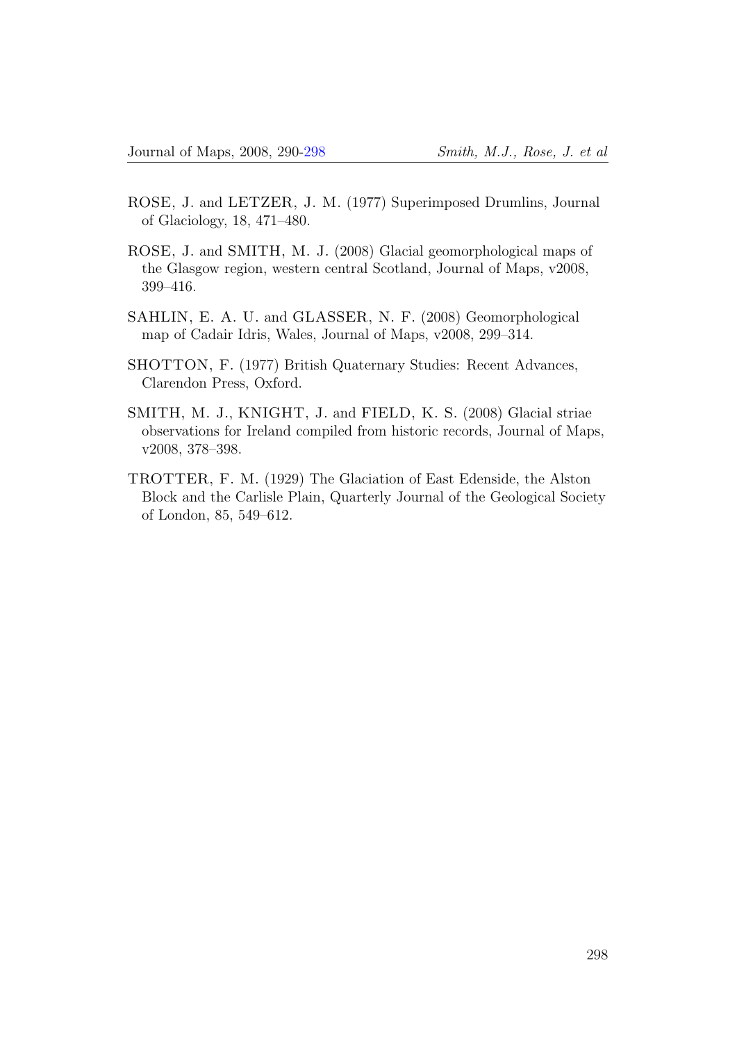ROSE, J. and LETZER, J. M. (1977) Superimposed Drumlins, Journal of Glaciology, 18, 471–480.

ROSE, J. and SMITH, M. J. (2008) Glacial geomorphological maps of the Glasgow region, western central Scotland, Journal of Maps, v2008, 399–416.

SAHLIN, E. A. U. and GLASSER, N. F. (2008) Geomorphological map of Cadair Idris, Wales, Journal of Maps, v2008, 299–314.

SHOTTON, F. (1977) British Quaternary Studies: Recent Advances, Clarendon Press, Oxford.

SMITH, M. J., KNIGHT, J. and FIELD, K. S. (2008) Glacial striae observations for Ireland compiled from historic records, Journal of Maps, v2008, 378–398.

TROTTER, F. M. (1929) The Glaciation of East Edenside, the Alston Block and the Carlisle Plain, Quarterly Journal of the Geological Society of London, 85, 549–612.